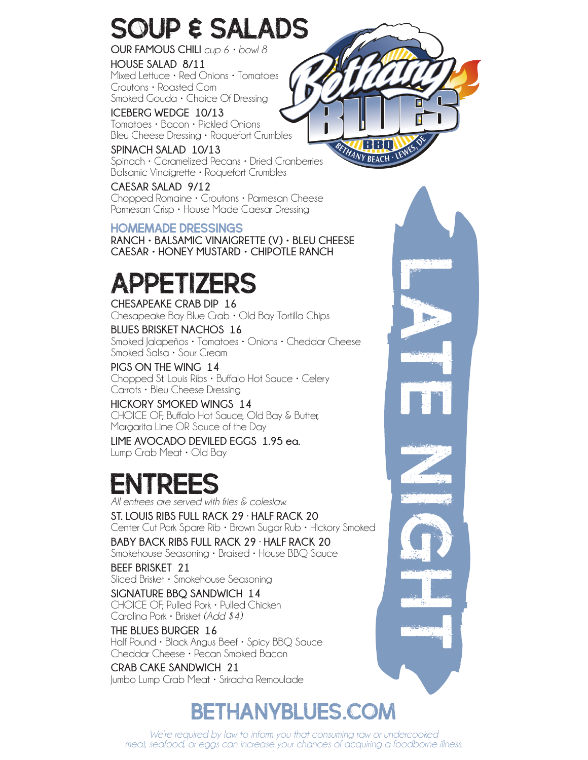# SOUP & SALADS

**OUR FAMOUS CHILI** *cup 6 • bowl 8*

**HOUSE SALAD 8/11**
Mixed Lettuce • Red Onions • Tomatoes
Croutons • Roasted Corn
Smoked Gouda • Choice Of Dressing

**ICEBERG WEDGE 10/13**
Tomatoes • Bacon • Pickled Onions
Bleu Cheese Dressing • Roquefort Crumbles

**SPINACH SALAD 10/13**
Spinach • Caramelized Pecans • Dried Cranberries
Balsamic Vinaigrette • Roquefort Crumbles

**CAESAR SALAD 9/12**
Chopped Romaine • Croutons • Parmesan Cheese
Parmesan Crisp • House Made Caesar Dressing

### HOMEMADE DRESSINGS

**RANCH • BALSAMIC VINAIGRETTE (V) • BLEU CHEESE**
**CAESAR • HONEY MUSTARD • CHIPOTLE RANCH**

Bethany BLUES BBQ
BETHANY BEACH • LEWES, DE

LATE NIGHT

# APPETIZERS

**CHESAPEAKE CRAB DIP 16**
Chesapeake Bay Blue Crab • Old Bay Tortilla Chips

**BLUES BRISKET NACHOS 16**
Smoked Jalapeños • Tomatoes • Onions • Cheddar Cheese
Smoked Salsa • Sour Cream

**PIGS ON THE WING 14**
Chopped St. Louis Ribs • Buffalo Hot Sauce • Celery
Carrots • Bleu Cheese Dressing

**HICKORY SMOKED WINGS 14**
CHOICE OF; Buffalo Hot Sauce, Old Bay & Butter,
Margarita Lime OR Sauce of the Day

**LIME AVOCADO DEVILED EGGS 1.95 ea.**
Lump Crab Meat • Old Bay

# ENTREES

*All entrees are served with fries & coleslaw.*

**ST. LOUIS RIBS FULL RACK 29 · HALF RACK 20**
Center Cut Pork Spare Rib • Brown Sugar Rub • Hickory Smoked

**BABY BACK RIBS FULL RACK 29 · HALF RACK 20**
Smokehouse Seasoning • Braised • House BBQ Sauce

**BEEF BRISKET 21**
Sliced Brisket • Smokehouse Seasoning

**SIGNATURE BBQ SANDWICH 14**
CHOICE OF; Pulled Pork • Pulled Chicken
Carolina Pork • Brisket *(Add $4)*

**THE BLUES BURGER 16**
Half Pound • Black Angus Beef • Spicy BBQ Sauce
Cheddar Cheese • Pecan Smoked Bacon

**CRAB CAKE SANDWICH 21**
Jumbo Lump Crab Meat • Sriracha Remoulade

## BETHANYBLUES.COM

*We're required by law to inform you that consuming raw or undercooked meat, seafood, or eggs can increase your chances of acquiring a foodborne illness.*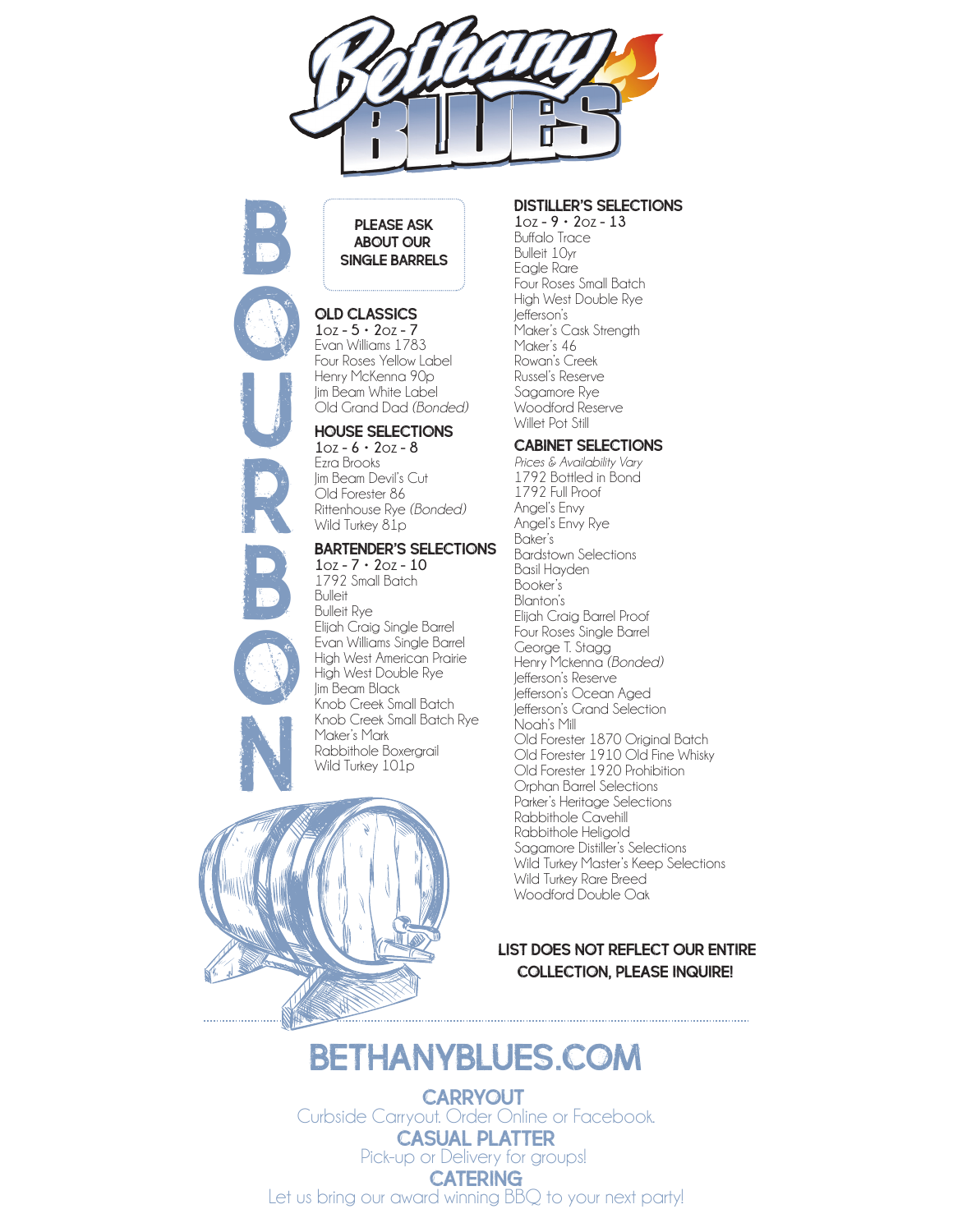# Bethany Blues

## BOURBON

**PLEASE ASK ABOUT OUR SINGLE BARRELS**

### OLD CLASSICS
1oz - 5 • 2oz - 7

Evan Williams 1783
Four Roses Yellow Label
Henry McKenna 90p
Jim Beam White Label
Old Grand Dad *(Bonded)*

### HOUSE SELECTIONS
1oz - 6 • 2oz - 8

Ezra Brooks
Jim Beam Devil's Cut
Old Forester 86
Rittenhouse Rye *(Bonded)*
Wild Turkey 81p

### BARTENDER'S SELECTIONS
1oz - 7 • 2oz - 10

1792 Small Batch
Bulleit
Bulleit Rye
Elijah Craig Single Barrel
Evan Williams Single Barrel
High West American Prairie
High West Double Rye
Jim Beam Black
Knob Creek Small Batch
Knob Creek Small Batch Rye
Maker's Mark
Rabbithole Boxergrail
Wild Turkey 101p

### DISTILLER'S SELECTIONS
1oz - 9 • 2oz - 13

Buffalo Trace
Bulleit 10yr
Eagle Rare
Four Roses Small Batch
High West Double Rye
Jefferson's
Maker's Cask Strength
Maker's 46
Rowan's Creek
Russel's Reserve
Sagamore Rye
Woodford Reserve
Willet Pot Still

### CABINET SELECTIONS
*Prices & Availability Vary*

1792 Bottled in Bond
1792 Full Proof
Angel's Envy
Angel's Envy Rye
Baker's
Bardstown Selections
Basil Hayden
Booker's
Blanton's
Elijah Craig Barrel Proof
Four Roses Single Barrel
George T. Stagg
Henry Mckenna *(Bonded)*
Jefferson's Reserve
Jefferson's Ocean Aged
Jefferson's Grand Selection
Noah's Mill
Old Forester 1870 Original Batch
Old Forester 1910 Old Fine Whisky
Old Forester 1920 Prohibition
Orphan Barrel Selections
Parker's Heritage Selections
Rabbithole Cavehill
Rabbithole Heligold
Sagamore Distiller's Selections
Wild Turkey Master's Keep Selections
Wild Turkey Rare Breed
Woodford Double Oak

**LIST DOES NOT REFLECT OUR ENTIRE COLLECTION, PLEASE INQUIRE!**

## BETHANYBLUES.COM

**CARRYOUT**
Curbside Carryout. Order Online or Facebook.

**CASUAL PLATTER**
Pick-up or Delivery for groups!

**CATERING**
Let us bring our award winning BBQ to your next party!